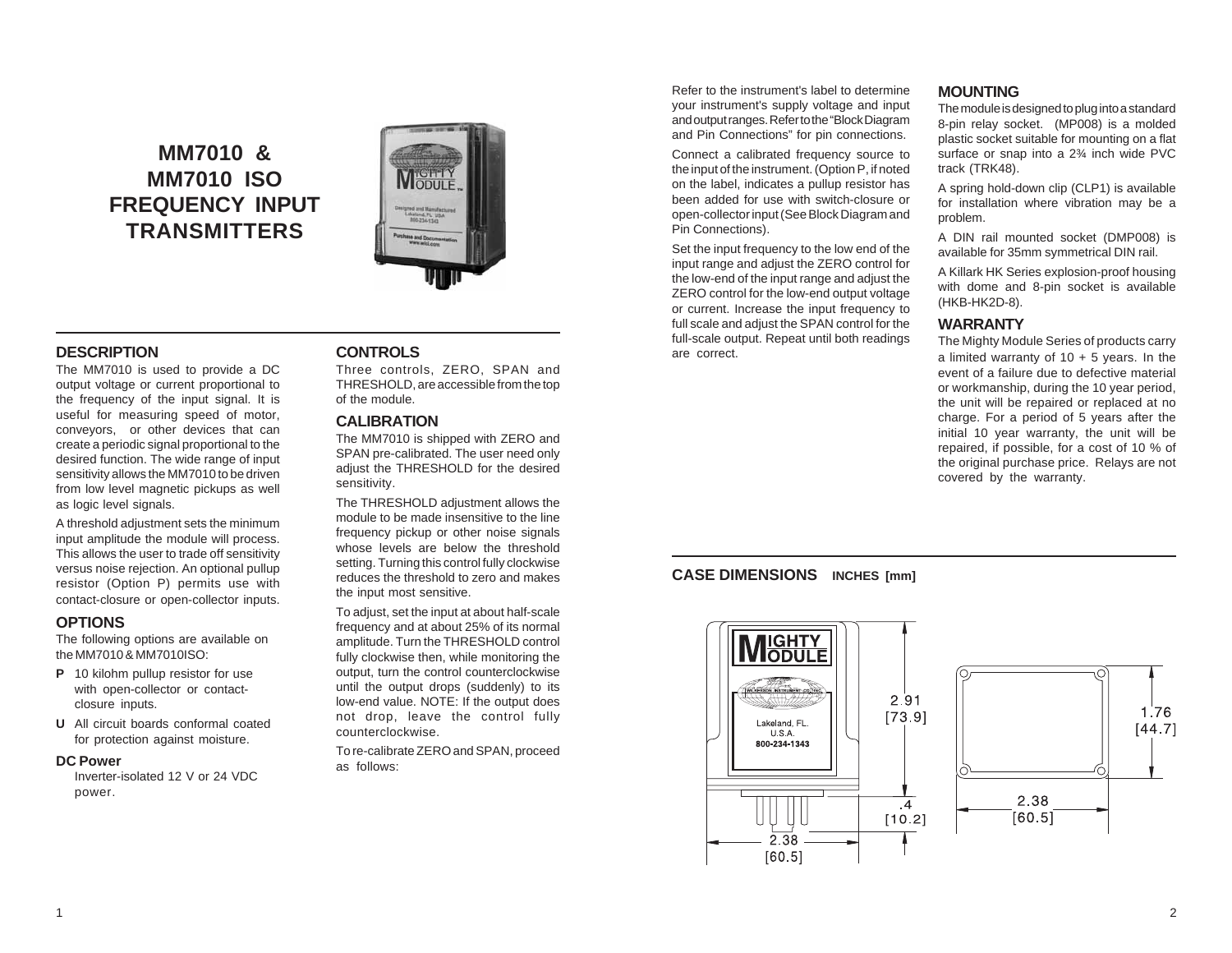# MM7010 & MM7010 ISO FREQUENCY INPUT TRANSMITTERS

## DESCRIPTION

The MM7010 is used to provide a DC output voltage or current proportional to the frequency of the input signal. It is useful for measuring speed of motor, conveyors, or other devices that can create a periodic signal proportional to the desired function. The wide range of input sensitivity allows the MM7010 to be driven from low level magnetic pickups as well as logic level signals.

A threshold adjustment sets the minimum input amplitude the module will process. This allows the user to trade off sensitivity versus noise rejection. An optional pullup resistor (Option P) permits use with contact-closure or open-collector inputs.

## OPTIONS

The following options are available on the MM7010 & MM7010ISO:

- **P** 10 kilohm pullup resistor for use with open-collector or contact-closure inputs.
- **U** All circuit boards conformal coated for protection against moisture.

**DC Power**

Inverter-isolated 12 V or 24 VDC power.

## CONTROLS

Three controls, ZERO, SPAN and THRESHOLD, are accessible from the top of the module.

## CALIBRATION

The MM7010 is shipped with ZERO and SPAN pre-calibrated. The user need only adjust the THRESHOLD for the desired sensitivity.

The THRESHOLD adjustment allows the module to be made insensitive to the line frequency pickup or other noise signals whose levels are below the threshold setting. Turning this control fully clockwise reduces the threshold to zero and makes the input most sensitive.

To adjust, set the input at about half-scale frequency and at about 25% of its normal amplitude. Turn the THRESHOLD control fully clockwise then, while monitoring the output, turn the control counterclockwise until the output drops (suddenly) to its low-end value. NOTE: If the output does not drop, leave the control fully counterclockwise.

To re-calibrate ZERO and SPAN, proceed as follows:

Refer to the instrument's label to determine your instrument's supply voltage and input and output ranges. Refer to the "Block Diagram and Pin Connections" for pin connections.

Connect a calibrated frequency source to the input of the instrument. (Option P, if noted on the label, indicates a pullup resistor has been added for use with switch-closure or open-collector input (See Block Diagram and Pin Connections).

Set the input frequency to the low end of the input range and adjust the ZERO control for the low-end of the input range and adjust the ZERO control for the low-end output voltage or current. Increase the input frequency to full scale and adjust the SPAN control for the full-scale output. Repeat until both readings are correct.

## MOUNTING

The module is designed to plug into a standard 8-pin relay socket. (MP008) is a molded plastic socket suitable for mounting on a flat surface or snap into a 2¾ inch wide PVC track (TRK48).

A spring hold-down clip (CLP1) is available for installation where vibration may be a problem.

A DIN rail mounted socket (DMP008) is available for 35mm symmetrical DIN rail.

A Killark HK Series explosion-proof housing with dome and 8-pin socket is available (HKB-HK2D-8).

## WARRANTY

The Mighty Module Series of products carry a limited warranty of 10 + 5 years. In the event of a failure due to defective material or workmanship, during the 10 year period, the unit will be repaired or replaced at no charge. For a period of 5 years after the initial 10 year warranty, the unit will be repaired, if possible, for a cost of 10 % of the original purchase price. Relays are not covered by the warranty.

## CASE DIMENSIONS INCHES [mm]

2.91 [73.9]

.4 [10.2]

2.38 [60.5]

1.76 [44.7]

2.38 [60.5]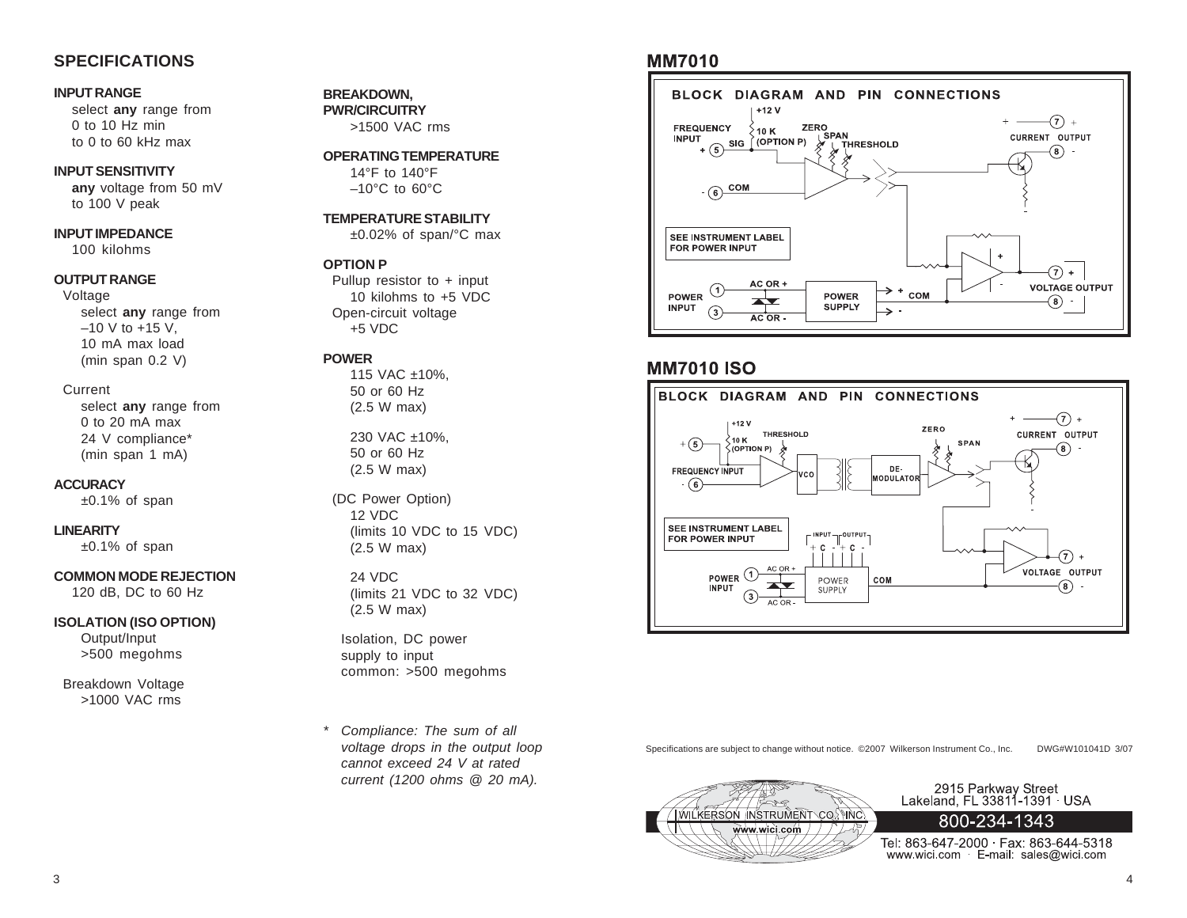## SPECIFICATIONS

**INPUT RANGE**
select **any** range from
0 to 10 Hz min
to 0 to 60 kHz max

**INPUT SENSITIVITY**
**any** voltage from 50 mV
to 100 V peak

**INPUT IMPEDANCE**
100 kilohms

**OUTPUT RANGE**
Voltage
select **any** range from
–10 V to +15 V,
10 mA max load
(min span 0.2 V)

Current
select **any** range from
0 to 20 mA max
24 V compliance*
(min span 1 mA)

**ACCURACY**
±0.1% of span

**LINEARITY**
±0.1% of span

**COMMON MODE REJECTION**
120 dB, DC to 60 Hz

**ISOLATION (ISO OPTION)**
Output/Input
>500 megohms

Breakdown Voltage
>1000 VAC rms

**BREAKDOWN, PWR/CIRCUITRY**
>1500 VAC rms

**OPERATING TEMPERATURE**
14°F to 140°F
–10°C to 60°C

**TEMPERATURE STABILITY**
±0.02% of span/°C max

**OPTION P**
Pullup resistor to + input
10 kilohms to +5 VDC
Open-circuit voltage
+5 VDC

**POWER**
115 VAC ±10%,
50 or 60 Hz
(2.5 W max)

230 VAC ±10%,
50 or 60 Hz
(2.5 W max)

(DC Power Option)
12 VDC
(limits 10 VDC to 15 VDC)
(2.5 W max)

24 VDC
(limits 21 VDC to 32 VDC)
(2.5 W max)

Isolation, DC power
supply to input
common: >500 megohms

*\* Compliance: The sum of all voltage drops in the output loop cannot exceed 24 V at rated current (1200 ohms @ 20 mA).*

## MM7010

BLOCK DIAGRAM AND PIN CONNECTIONS

+12 V
FREQUENCY INPUT
10 K (OPTION P)
SIG
+ 5
- 6 COM
ZERO
SPAN
THRESHOLD
7 + CURRENT OUTPUT
8 -
SEE INSTRUMENT LABEL FOR POWER INPUT
POWER INPUT
1 AC OR +
3 AC OR -
POWER SUPPLY
+ COM
-
7 + VOLTAGE OUTPUT
8 -

## MM7010 ISO

BLOCK DIAGRAM AND PIN CONNECTIONS

+12 V
10 K (OPTION P)
THRESHOLD
+ 5
FREQUENCY INPUT
- 6
VCO
DE-MODULATOR
ZERO
SPAN
7 + CURRENT OUTPUT
8 -
SEE INSTRUMENT LABEL FOR POWER INPUT
INPUT + C -
OUTPUT + C -
POWER INPUT
1 AC OR +
3 AC OR -
POWER SUPPLY
COM
7 + VOLTAGE OUTPUT
8 -

Specifications are subject to change without notice. ©2007 Wilkerson Instrument Co., Inc. DWG#W101041D 3/07

WILKERSON INSTRUMENT CO., INC.
www.wici.com

2915 Parkway Street
Lakeland, FL 33811-1391 · USA
800-234-1343
Tel: 863-647-2000 · Fax: 863-644-5318
www.wici.com · E-mail: sales@wici.com